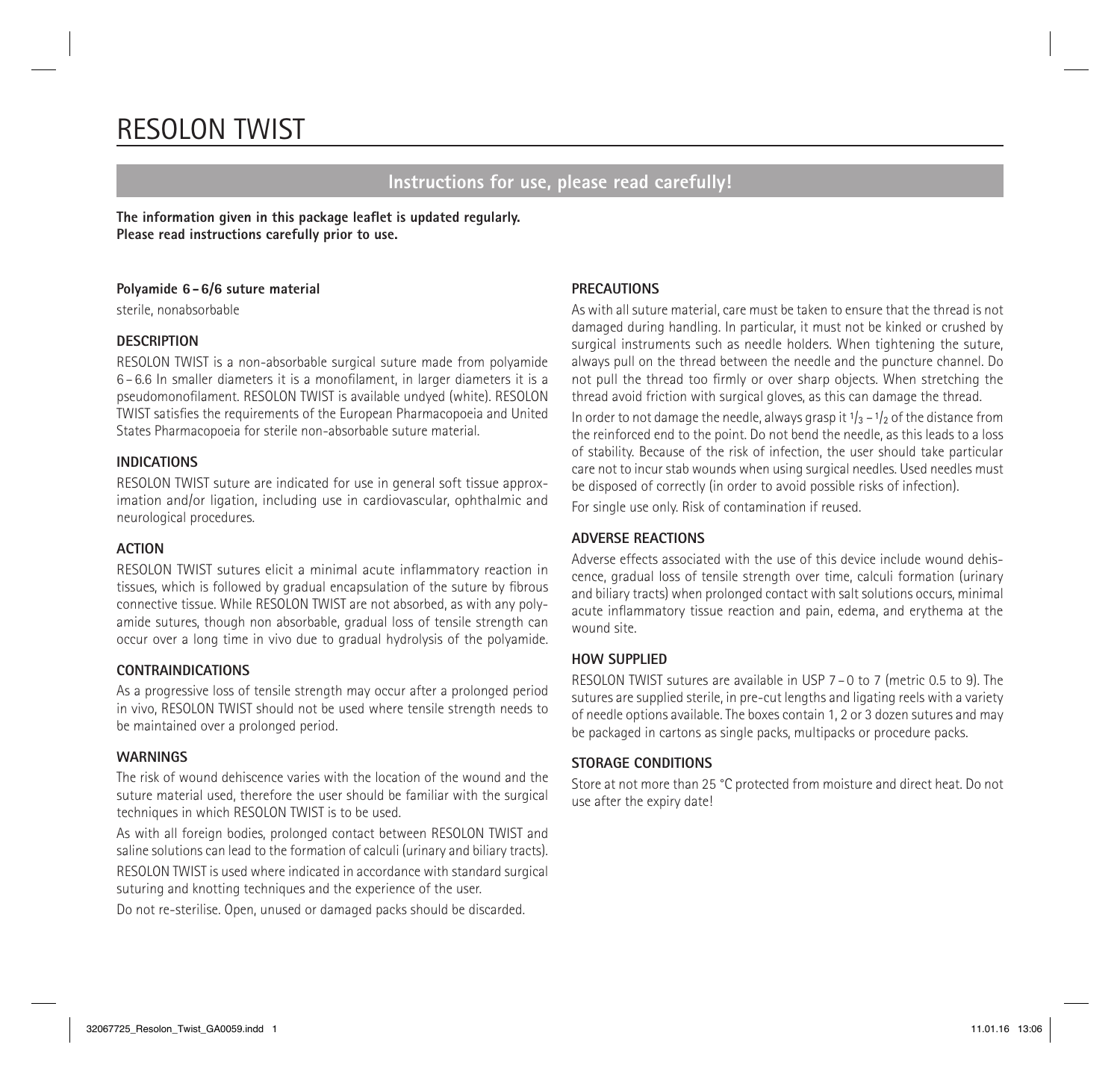# RESOLON TWIST

## Instructions for use, please read carefully!

**The information given in this package leaflet is updated regularly. Please read instructions carefully prior to use.**

**Polyamide 6 – 6/6 suture material**

sterile, nonabsorbable

### DESCRIPTION

RESOLON TWIST is a non-absorbable surgical suture made from polyamide 6 – 6.6 In smaller diameters it is a monofilament, in larger diameters it is a pseudomonofilament. RESOLON TWIST is available undyed (white). RESOLON TWIST satisfies the requirements of the European Pharmacopoeia and United States Pharmacopoeia for sterile non-absorbable suture material.

### INDICATIONS

RESOLON TWIST suture are indicated for use in general soft tissue approximation and/or ligation, including use in cardiovascular, ophthalmic and neurological procedures.

### ACTION

RESOLON TWIST sutures elicit a minimal acute inflammatory reaction in tissues, which is followed by gradual encapsulation of the suture by fibrous connective tissue. While RESOLON TWIST are not absorbed, as with any polyamide sutures, though non absorbable, gradual loss of tensile strength can occur over a long time in vivo due to gradual hydrolysis of the polyamide.

### CONTRAINDICATIONS

As a progressive loss of tensile strength may occur after a prolonged period in vivo, RESOLON TWIST should not be used where tensile strength needs to be maintained over a prolonged period.

### WARNINGS

The risk of wound dehiscence varies with the location of the wound and the suture material used, therefore the user should be familiar with the surgical techniques in which RESOLON TWIST is to be used.

As with all foreign bodies, prolonged contact between RESOLON TWIST and saline solutions can lead to the formation of calculi (urinary and biliary tracts).

RESOLON TWIST is used where indicated in accordance with standard surgical suturing and knotting techniques and the experience of the user.

Do not re-sterilise. Open, unused or damaged packs should be discarded.

### PRECAUTIONS

As with all suture material, care must be taken to ensure that the thread is not damaged during handling. In particular, it must not be kinked or crushed by surgical instruments such as needle holders. When tightening the suture, always pull on the thread between the needle and the puncture channel. Do not pull the thread too firmly or over sharp objects. When stretching the thread avoid friction with surgical gloves, as this can damage the thread.

In order to not damage the needle, always grasp it $1/3$ – $1/2$ of the distance from the reinforced end to the point. Do not bend the needle, as this leads to a loss of stability. Because of the risk of infection, the user should take particular care not to incur stab wounds when using surgical needles. Used needles must be disposed of correctly (in order to avoid possible risks of infection).

For single use only. Risk of contamination if reused.

### ADVERSE REACTIONS

Adverse effects associated with the use of this device include wound dehiscence, gradual loss of tensile strength over time, calculi formation (urinary and biliary tracts) when prolonged contact with salt solutions occurs, minimal acute inflammatory tissue reaction and pain, edema, and erythema at the wound site.

### HOW SUPPLIED

RESOLON TWIST sutures are available in USP 7 – 0 to 7 (metric 0.5 to 9). The sutures are supplied sterile, in pre-cut lengths and ligating reels with a variety of needle options available. The boxes contain 1, 2 or 3 dozen sutures and may be packaged in cartons as single packs, multipacks or procedure packs.

### STORAGE CONDITIONS

Store at not more than 25 °C protected from moisture and direct heat. Do not use after the expiry date!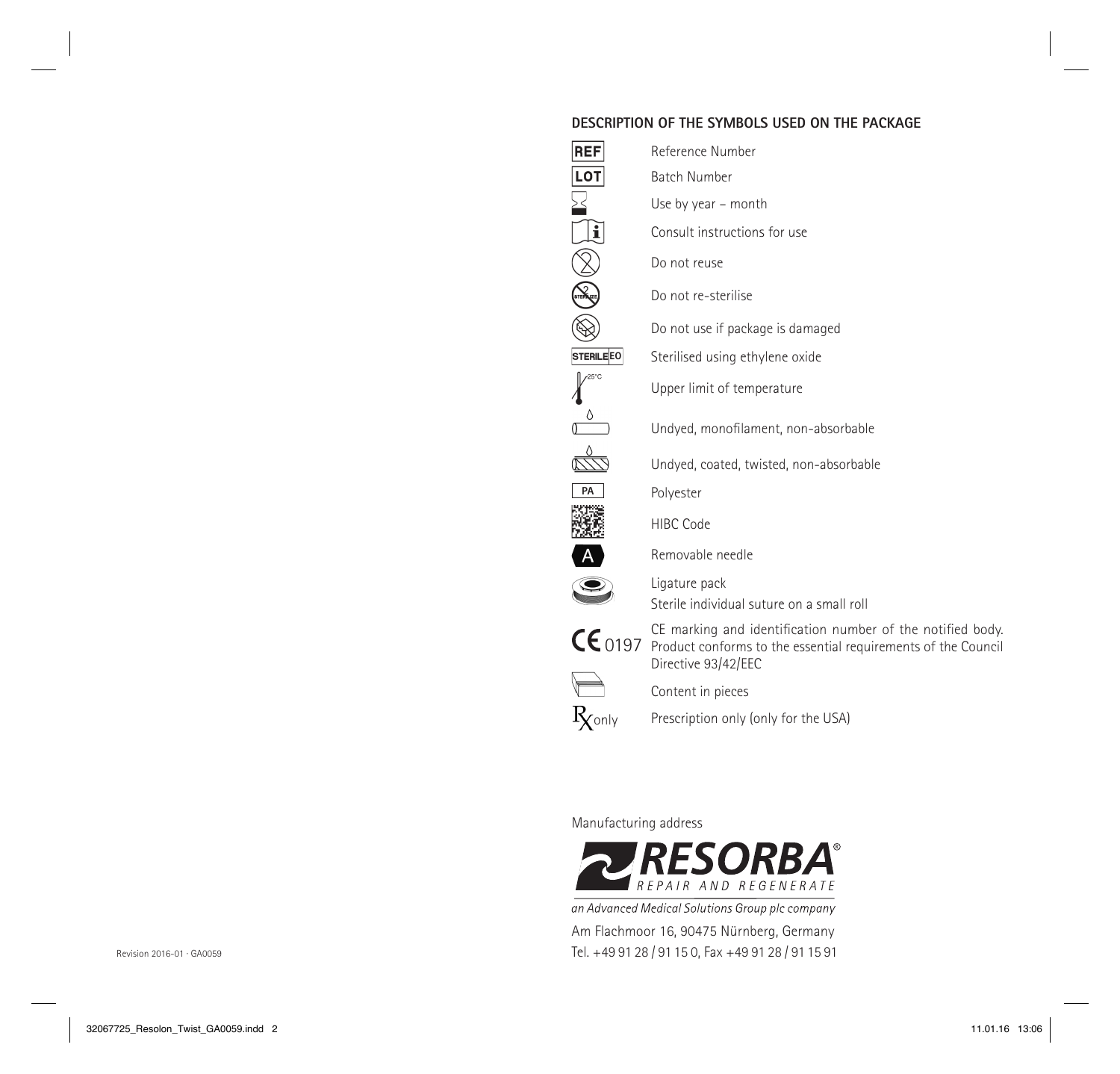## DESCRIPTION OF THE SYMBOLS USED ON THE PACKAGE

| | |
|---|---|
| REF | Reference Number |
| LOT | Batch Number |
| | Use by year – month |
| | Consult instructions for use |
| | Do not reuse |
| | Do not re-sterilise |
| | Do not use if package is damaged |
| STERILE EO | Sterilised using ethylene oxide |
| 25°C | Upper limit of temperature |
| | Undyed, monofilament, non-absorbable |
| | Undyed, coated, twisted, non-absorbable |
| PA | Polyester |
| | HIBC Code |
| A | Removable needle |
| | Ligature pack<br>Sterile individual suture on a small roll |
| CE 0197 | CE marking and identification number of the notified body. Product conforms to the essential requirements of the Council Directive 93/42/EEC |
| | Content in pieces |
| Rx only | Prescription only (only for the USA) |

Manufacturing address

RESORBA®
REPAIR AND REGENERATE

*an Advanced Medical Solutions Group plc company*

Am Flachmoor 16, 90475 Nürnberg, Germany
Tel. +49 91 28 / 91 15 0, Fax +49 91 28 / 91 15 91

Revision 2016-01 · GA0059